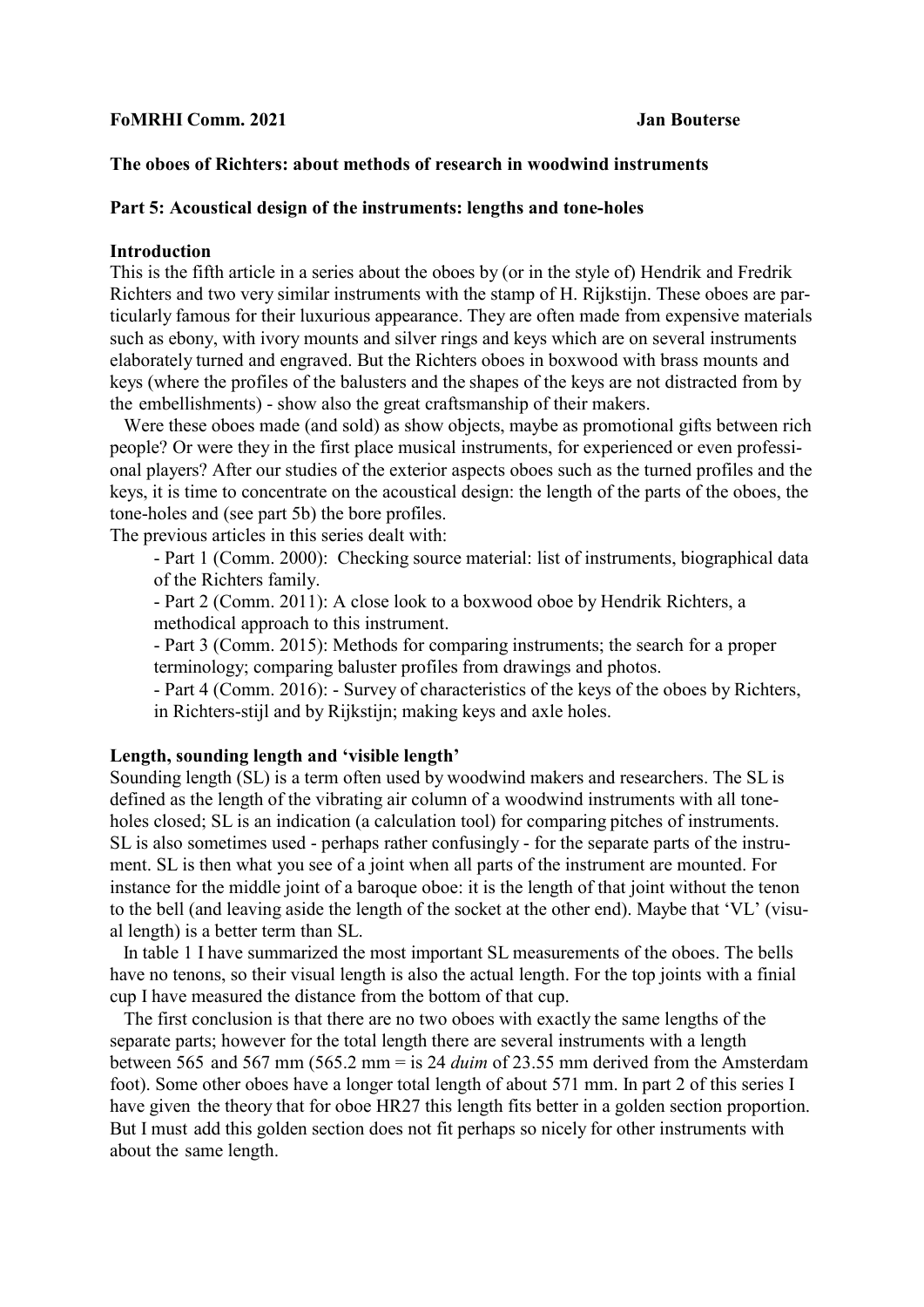**FoMRHI Comm. 2021** **Jan Bouterse**

**The oboes of Richters: about methods of research in woodwind instruments**

**Part 5: Acoustical design of the instruments: lengths and tone-holes**

**Introduction**

This is the fifth article in a series about the oboes by (or in the style of) Hendrik and Fredrik Richters and two very similar instruments with the stamp of H. Rijkstijn. These oboes are particularly famous for their luxurious appearance. They are often made from expensive materials such as ebony, with ivory mounts and silver rings and keys which are on several instruments elaborately turned and engraved. But the Richters oboes in boxwood with brass mounts and keys (where the profiles of the balusters and the shapes of the keys are not distracted from by the embellishments) - show also the great craftsmanship of their makers.

Were these oboes made (and sold) as show objects, maybe as promotional gifts between rich people? Or were they in the first place musical instruments, for experienced or even professional players? After our studies of the exterior aspects oboes such as the turned profiles and the keys, it is time to concentrate on the acoustical design: the length of the parts of the oboes, the tone-holes and (see part 5b) the bore profiles.

The previous articles in this series dealt with:

- Part 1 (Comm. 2000): Checking source material: list of instruments, biographical data of the Richters family.
- Part 2 (Comm. 2011): A close look to a boxwood oboe by Hendrik Richters, a methodical approach to this instrument.
- Part 3 (Comm. 2015): Methods for comparing instruments; the search for a proper terminology; comparing baluster profiles from drawings and photos.
- Part 4 (Comm. 2016): - Survey of characteristics of the keys of the oboes by Richters, in Richters-stijl and by Rijkstijn; making keys and axle holes.

**Length, sounding length and 'visible length'**

Sounding length (SL) is a term often used by woodwind makers and researchers. The SL is defined as the length of the vibrating air column of a woodwind instruments with all tone-holes closed; SL is an indication (a calculation tool) for comparing pitches of instruments. SL is also sometimes used - perhaps rather confusingly - for the separate parts of the instrument. SL is then what you see of a joint when all parts of the instrument are mounted. For instance for the middle joint of a baroque oboe: it is the length of that joint without the tenon to the bell (and leaving aside the length of the socket at the other end). Maybe that 'VL' (visual length) is a better term than SL.

In table 1 I have summarized the most important SL measurements of the oboes. The bells have no tenons, so their visual length is also the actual length. For the top joints with a finial cup I have measured the distance from the bottom of that cup.

The first conclusion is that there are no two oboes with exactly the same lengths of the separate parts; however for the total length there are several instruments with a length between 565 and 567 mm (565.2 mm = is 24 *duim* of 23.55 mm derived from the Amsterdam foot). Some other oboes have a longer total length of about 571 mm. In part 2 of this series I have given the theory that for oboe HR27 this length fits better in a golden section proportion. But I must add this golden section does not fit perhaps so nicely for other instruments with about the same length.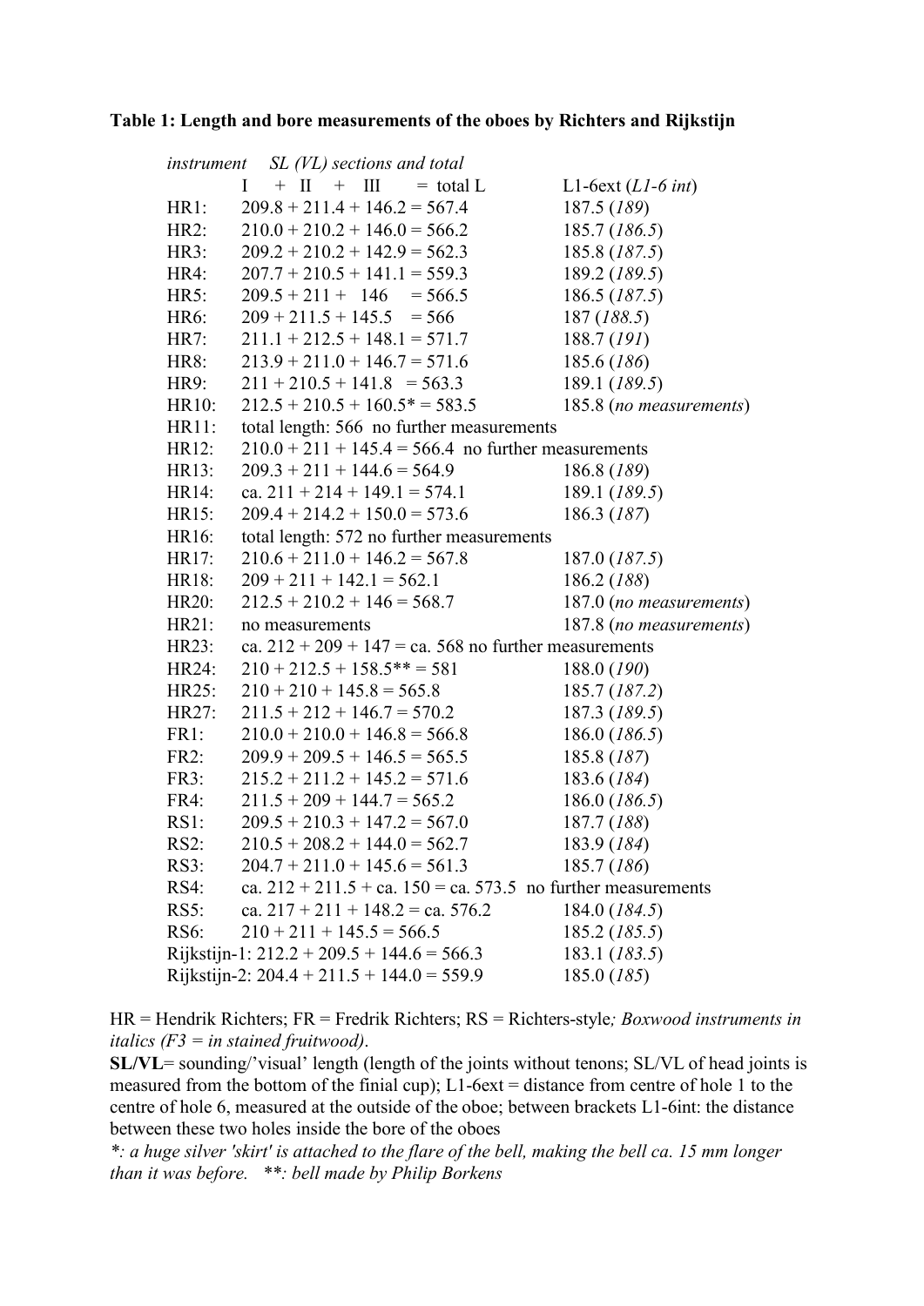**Table 1: Length and bore measurements of the oboes by Richters and Rijkstijn**

| *instrument* | *SL (VL) sections and total* I + II + III = total L | L1-6ext (*L1-6 int*) |
|---|---|---|
| HR1: | 209.8 + 211.4 + 146.2 = 567.4 | 187.5 (*189*) |
| HR2: | 210.0 + 210.2 + 146.0 = 566.2 | 185.7 (*186.5*) |
| HR3: | 209.2 + 210.2 + 142.9 = 562.3 | 185.8 (*187.5*) |
| HR4: | 207.7 + 210.5 + 141.1 = 559.3 | 189.2 (*189.5*) |
| HR5: | 209.5 + 211 + 146 = 566.5 | 186.5 (*187.5*) |
| HR6: | 209 + 211.5 + 145.5 = 566 | 187 (*188.5*) |
| HR7: | 211.1 + 212.5 + 148.1 = 571.7 | 188.7 (*191*) |
| HR8: | 213.9 + 211.0 + 146.7 = 571.6 | 185.6 (*186*) |
| HR9: | 211 + 210.5 + 141.8 = 563.3 | 189.1 (*189.5*) |
| HR10: | 212.5 + 210.5 + 160.5* = 583.5 | 185.8 (*no measurements*) |
| HR11: | total length: 566 no further measurements | |
| HR12: | 210.0 + 211 + 145.4 = 566.4 no further measurements | |
| HR13: | 209.3 + 211 + 144.6 = 564.9 | 186.8 (*189*) |
| HR14: | ca. 211 + 214 + 149.1 = 574.1 | 189.1 (*189.5*) |
| HR15: | 209.4 + 214.2 + 150.0 = 573.6 | 186.3 (*187*) |
| HR16: | total length: 572 no further measurements | |
| HR17: | 210.6 + 211.0 + 146.2 = 567.8 | 187.0 (*187.5*) |
| HR18: | 209 + 211 + 142.1 = 562.1 | 186.2 (*188*) |
| HR20: | 212.5 + 210.2 + 146 = 568.7 | 187.0 (*no measurements*) |
| HR21: | no measurements | 187.8 (*no measurements*) |
| HR23: | ca. 212 + 209 + 147 = ca. 568 no further measurements | |
| HR24: | 210 + 212.5 + 158.5** = 581 | 188.0 (*190*) |
| HR25: | 210 + 210 + 145.8 = 565.8 | 185.7 (*187.2*) |
| HR27: | 211.5 + 212 + 146.7 = 570.2 | 187.3 (*189.5*) |
| FR1: | 210.0 + 210.0 + 146.8 = 566.8 | 186.0 (*186.5*) |
| FR2: | 209.9 + 209.5 + 146.5 = 565.5 | 185.8 (*187*) |
| FR3: | 215.2 + 211.2 + 145.2 = 571.6 | 183.6 (*184*) |
| FR4: | 211.5 + 209 + 144.7 = 565.2 | 186.0 (*186.5*) |
| RS1: | 209.5 + 210.3 + 147.2 = 567.0 | 187.7 (*188*) |
| RS2: | 210.5 + 208.2 + 144.0 = 562.7 | 183.9 (*184*) |
| RS3: | 204.7 + 211.0 + 145.6 = 561.3 | 185.7 (*186*) |
| RS4: | ca. 212 + 211.5 + ca. 150 = ca. 573.5 no further measurements | |
| RS5: | ca. 217 + 211 + 148.2 = ca. 576.2 | 184.0 (*184.5*) |
| RS6: | 210 + 211 + 145.5 = 566.5 | 185.2 (*185.5*) |
| Rijkstijn-1: | 212.2 + 209.5 + 144.6 = 566.3 | 183.1 (*183.5*) |
| Rijkstijn-2: | 204.4 + 211.5 + 144.0 = 559.9 | 185.0 (*185*) |

HR = Hendrik Richters; FR = Fredrik Richters; RS = Richters-style*; Boxwood instruments in italics (F3 = in stained fruitwood).*

**SL/VL**= sounding/'visual' length (length of the joints without tenons; SL/VL of head joints is measured from the bottom of the finial cup); L1-6ext = distance from centre of hole 1 to the centre of hole 6, measured at the outside of the oboe; between brackets L1-6int: the distance between these two holes inside the bore of the oboes

*\*: a huge silver 'skirt' is attached to the flare of the bell, making the bell ca. 15 mm longer than it was before. \*\*: bell made by Philip Borkens*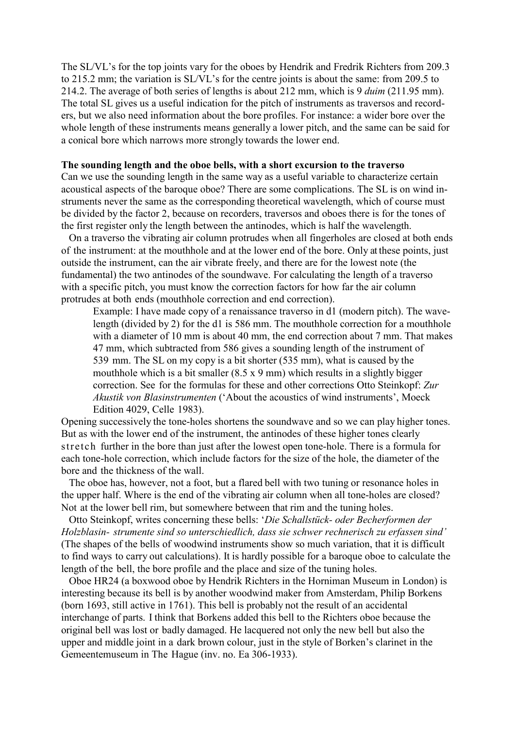The SL/VL's for the top joints vary for the oboes by Hendrik and Fredrik Richters from 209.3 to 215.2 mm; the variation is SL/VL's for the centre joints is about the same: from 209.5 to 214.2. The average of both series of lengths is about 212 mm, which is 9 *duim* (211.95 mm). The total SL gives us a useful indication for the pitch of instruments as traversos and recorders, but we also need information about the bore profiles. For instance: a wider bore over the whole length of these instruments means generally a lower pitch, and the same can be said for a conical bore which narrows more strongly towards the lower end.

**The sounding length and the oboe bells, with a short excursion to the traverso**

Can we use the sounding length in the same way as a useful variable to characterize certain acoustical aspects of the baroque oboe? There are some complications. The SL is on wind instruments never the same as the corresponding theoretical wavelength, which of course must be divided by the factor 2, because on recorders, traversos and oboes there is for the tones of the first register only the length between the antinodes, which is half the wavelength.

On a traverso the vibrating air column protrudes when all fingerholes are closed at both ends of the instrument: at the mouthhole and at the lower end of the bore. Only at these points, just outside the instrument, can the air vibrate freely, and there are for the lowest note (the fundamental) the two antinodes of the soundwave. For calculating the length of a traverso with a specific pitch, you must know the correction factors for how far the air column protrudes at both ends (mouthhole correction and end correction).

> Example: I have made copy of a renaissance traverso in d1 (modern pitch). The wavelength (divided by 2) for the d1 is 586 mm. The mouthhole correction for a mouthhole with a diameter of 10 mm is about 40 mm, the end correction about 7 mm. That makes 47 mm, which subtracted from 586 gives a sounding length of the instrument of 539 mm. The SL on my copy is a bit shorter (535 mm), what is caused by the mouthhole which is a bit smaller (8.5 x 9 mm) which results in a slightly bigger correction. See for the formulas for these and other corrections Otto Steinkopf: *Zur Akustik von Blasinstrumenten* ('About the acoustics of wind instruments', Moeck Edition 4029, Celle 1983).

Opening successively the tone-holes shortens the soundwave and so we can play higher tones. But as with the lower end of the instrument, the antinodes of these higher tones clearly stretch further in the bore than just after the lowest open tone-hole. There is a formula for each tone-hole correction, which include factors for the size of the hole, the diameter of the bore and the thickness of the wall.

The oboe has, however, not a foot, but a flared bell with two tuning or resonance holes in the upper half. Where is the end of the vibrating air column when all tone-holes are closed? Not at the lower bell rim, but somewhere between that rim and the tuning holes.

Otto Steinkopf, writes concerning these bells: '*Die Schallstück- oder Becherformen der Holzblasin- strumente sind so unterschiedlich, dass sie schwer rechnerisch zu erfassen sind'* (The shapes of the bells of woodwind instruments show so much variation, that it is difficult to find ways to carry out calculations). It is hardly possible for a baroque oboe to calculate the length of the bell, the bore profile and the place and size of the tuning holes.

Oboe HR24 (a boxwood oboe by Hendrik Richters in the Horniman Museum in London) is interesting because its bell is by another woodwind maker from Amsterdam, Philip Borkens (born 1693, still active in 1761). This bell is probably not the result of an accidental interchange of parts. I think that Borkens added this bell to the Richters oboe because the original bell was lost or badly damaged. He lacquered not only the new bell but also the upper and middle joint in a dark brown colour, just in the style of Borken's clarinet in the Gemeentemuseum in The Hague (inv. no. Ea 306-1933).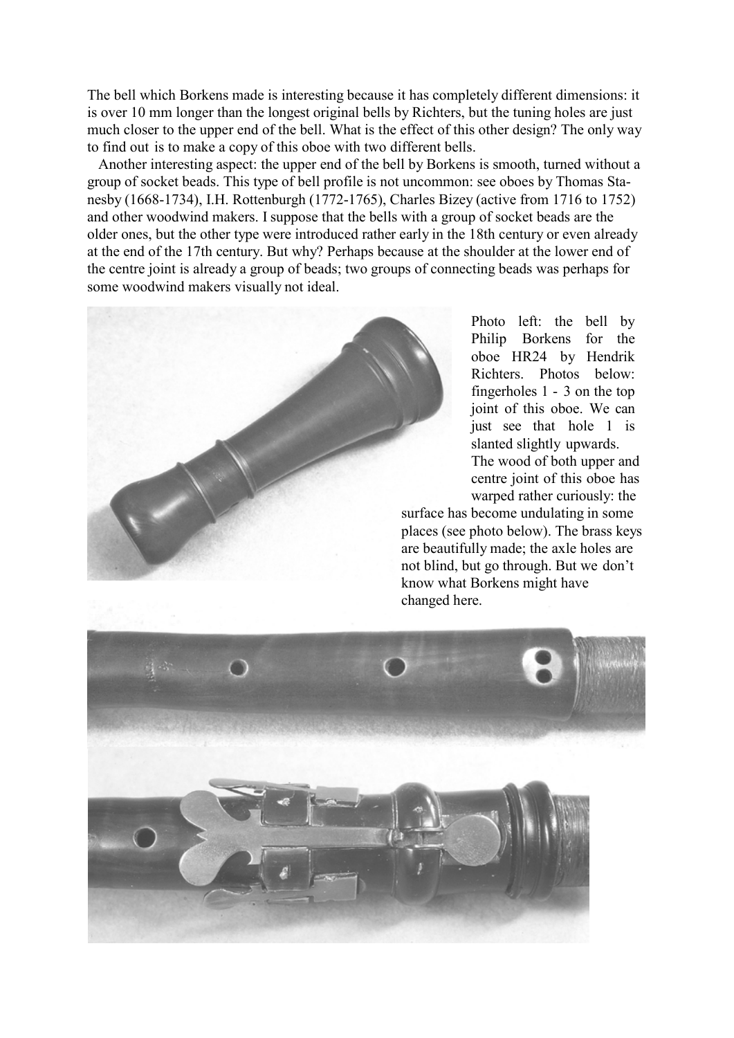The bell which Borkens made is interesting because it has completely different dimensions: it is over 10 mm longer than the longest original bells by Richters, but the tuning holes are just much closer to the upper end of the bell. What is the effect of this other design? The only way to find out is to make a copy of this oboe with two different bells.

Another interesting aspect: the upper end of the bell by Borkens is smooth, turned without a group of socket beads. This type of bell profile is not uncommon: see oboes by Thomas Stanesby (1668-1734), I.H. Rottenburgh (1772-1765), Charles Bizey (active from 1716 to 1752) and other woodwind makers. I suppose that the bells with a group of socket beads are the older ones, but the other type were introduced rather early in the 18th century or even already at the end of the 17th century. But why? Perhaps because at the shoulder at the lower end of the centre joint is already a group of beads; two groups of connecting beads was perhaps for some woodwind makers visually not ideal.

Photo left: the bell by Philip Borkens for the oboe HR24 by Hendrik Richters. Photos below: fingerholes 1 - 3 on the top joint of this oboe. We can just see that hole 1 is slanted slightly upwards. The wood of both upper and centre joint of this oboe has warped rather curiously: the surface has become undulating in some places (see photo below). The brass keys are beautifully made; the axle holes are not blind, but go through. But we don't know what Borkens might have changed here.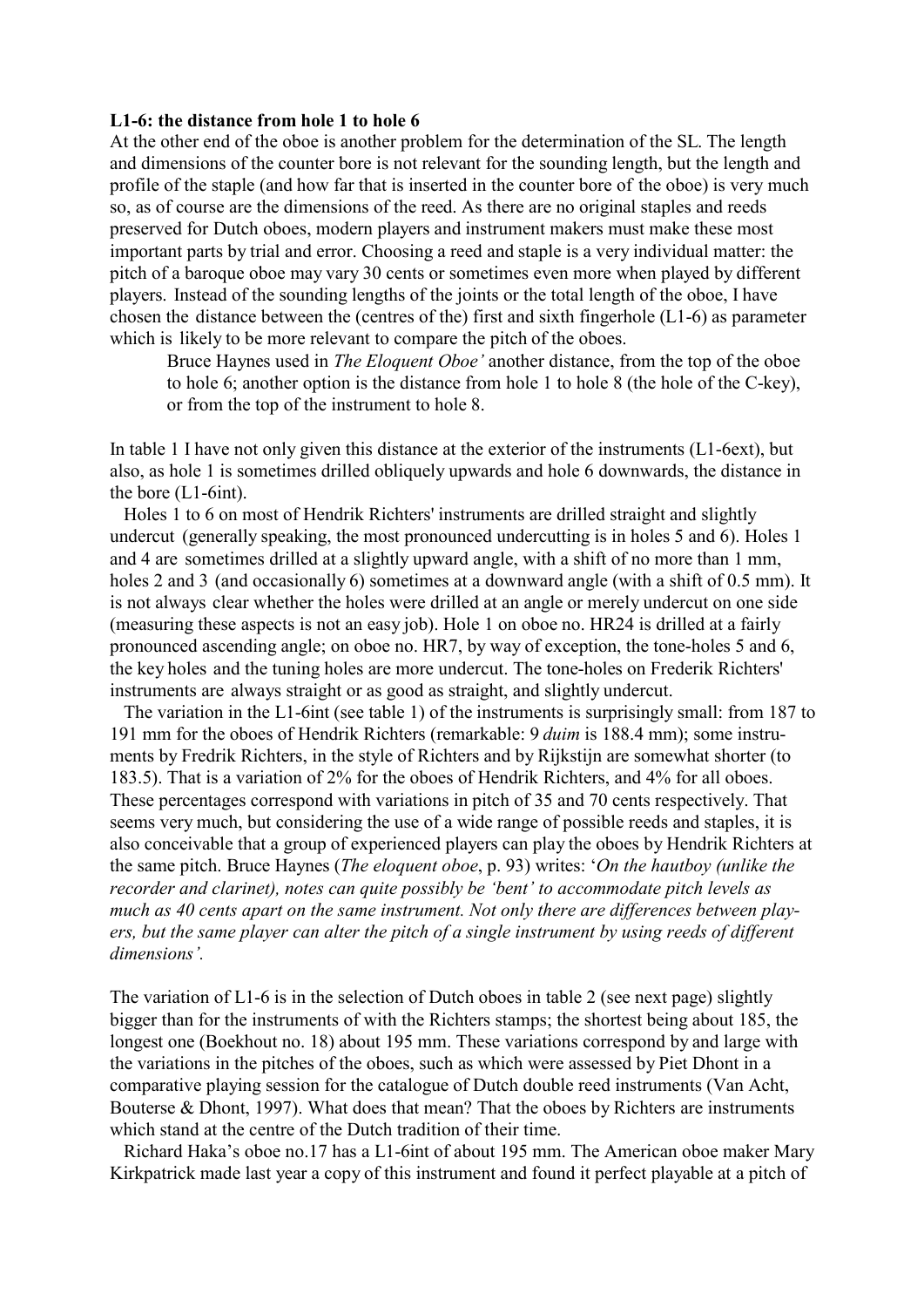**L1-6: the distance from hole 1 to hole 6**

At the other end of the oboe is another problem for the determination of the SL. The length and dimensions of the counter bore is not relevant for the sounding length, but the length and profile of the staple (and how far that is inserted in the counter bore of the oboe) is very much so, as of course are the dimensions of the reed. As there are no original staples and reeds preserved for Dutch oboes, modern players and instrument makers must make these most important parts by trial and error. Choosing a reed and staple is a very individual matter: the pitch of a baroque oboe may vary 30 cents or sometimes even more when played by different players. Instead of the sounding lengths of the joints or the total length of the oboe, I have chosen the distance between the (centres of the) first and sixth fingerhole (L1-6) as parameter which is likely to be more relevant to compare the pitch of the oboes.

> Bruce Haynes used in *The Eloquent Oboe'* another distance, from the top of the oboe to hole 6; another option is the distance from hole 1 to hole 8 (the hole of the C-key), or from the top of the instrument to hole 8.

In table 1 I have not only given this distance at the exterior of the instruments (L1-6ext), but also, as hole 1 is sometimes drilled obliquely upwards and hole 6 downwards, the distance in the bore (L1-6int).

Holes 1 to 6 on most of Hendrik Richters' instruments are drilled straight and slightly undercut (generally speaking, the most pronounced undercutting is in holes 5 and 6). Holes 1 and 4 are sometimes drilled at a slightly upward angle, with a shift of no more than 1 mm, holes 2 and 3 (and occasionally 6) sometimes at a downward angle (with a shift of 0.5 mm). It is not always clear whether the holes were drilled at an angle or merely undercut on one side (measuring these aspects is not an easy job). Hole 1 on oboe no. HR24 is drilled at a fairly pronounced ascending angle; on oboe no. HR7, by way of exception, the tone-holes 5 and 6, the key holes and the tuning holes are more undercut. The tone-holes on Frederik Richters' instruments are always straight or as good as straight, and slightly undercut.

The variation in the L1-6int (see table 1) of the instruments is surprisingly small: from 187 to 191 mm for the oboes of Hendrik Richters (remarkable: 9 *duim* is 188.4 mm); some instruments by Fredrik Richters, in the style of Richters and by Rijkstijn are somewhat shorter (to 183.5). That is a variation of 2% for the oboes of Hendrik Richters, and 4% for all oboes. These percentages correspond with variations in pitch of 35 and 70 cents respectively. That seems very much, but considering the use of a wide range of possible reeds and staples, it is also conceivable that a group of experienced players can play the oboes by Hendrik Richters at the same pitch. Bruce Haynes (*The eloquent oboe*, p. 93) writes: '*On the hautboy (unlike the recorder and clarinet), notes can quite possibly be 'bent' to accommodate pitch levels as much as 40 cents apart on the same instrument. Not only there are differences between players, but the same player can alter the pitch of a single instrument by using reeds of different dimensions'.*

The variation of L1-6 is in the selection of Dutch oboes in table 2 (see next page) slightly bigger than for the instruments of with the Richters stamps; the shortest being about 185, the longest one (Boekhout no. 18) about 195 mm. These variations correspond by and large with the variations in the pitches of the oboes, such as which were assessed by Piet Dhont in a comparative playing session for the catalogue of Dutch double reed instruments (Van Acht, Bouterse & Dhont, 1997). What does that mean? That the oboes by Richters are instruments which stand at the centre of the Dutch tradition of their time.

Richard Haka's oboe no.17 has a L1-6int of about 195 mm. The American oboe maker Mary Kirkpatrick made last year a copy of this instrument and found it perfect playable at a pitch of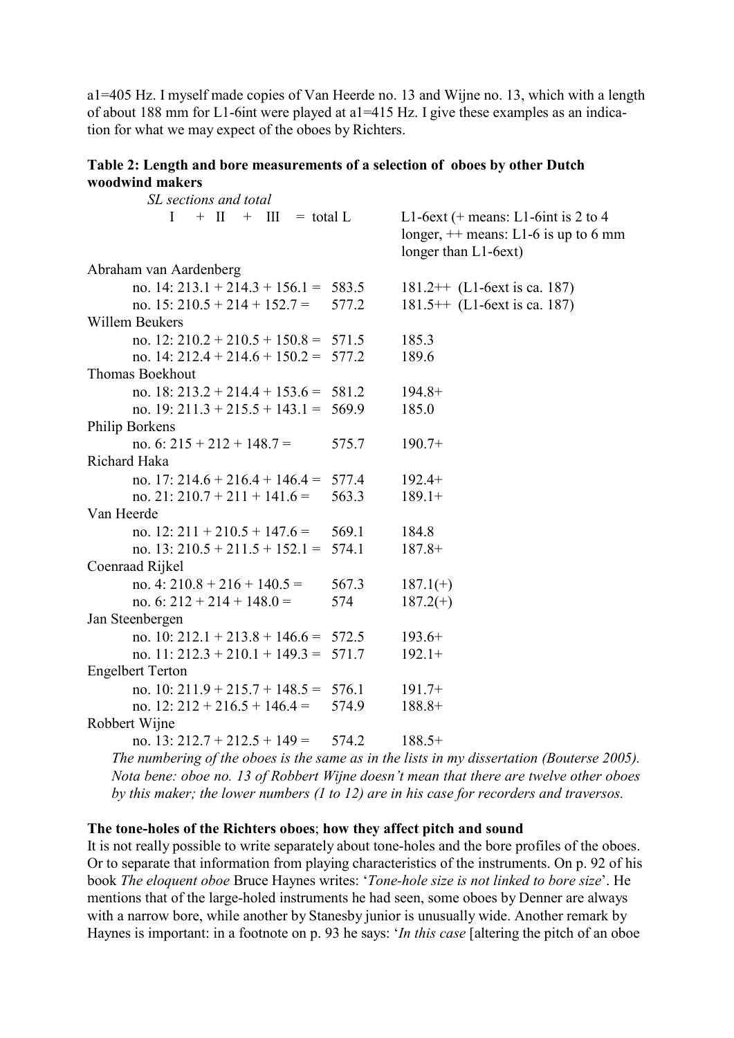a1=405 Hz. I myself made copies of Van Heerde no. 13 and Wijne no. 13, which with a length of about 188 mm for L1-6int were played at a1=415 Hz. I give these examples as an indication for what we may expect of the oboes by Richters.

**Table 2: Length and bore measurements of a selection of oboes by other Dutch woodwind makers**

| *SL sections and total* I + II + III = total L | | L1-6ext (+ means: L1-6int is 2 to 4 longer, ++ means: L1-6 is up to 6 mm longer than L1-6ext) |
|---|---|---|
| Abraham van Aardenberg | | |
| no. 14: 213.1 + 214.3 + 156.1 = | 583.5 | 181.2++ (L1-6ext is ca. 187) |
| no. 15: 210.5 + 214 + 152.7 = | 577.2 | 181.5++ (L1-6ext is ca. 187) |
| Willem Beukers | | |
| no. 12: 210.2 + 210.5 + 150.8 = | 571.5 | 185.3 |
| no. 14: 212.4 + 214.6 + 150.2 = | 577.2 | 189.6 |
| Thomas Boekhout | | |
| no. 18: 213.2 + 214.4 + 153.6 = | 581.2 | 194.8+ |
| no. 19: 211.3 + 215.5 + 143.1 = | 569.9 | 185.0 |
| Philip Borkens | | |
| no. 6: 215 + 212 + 148.7 = | 575.7 | 190.7+ |
| Richard Haka | | |
| no. 17: 214.6 + 216.4 + 146.4 = | 577.4 | 192.4+ |
| no. 21: 210.7 + 211 + 141.6 = | 563.3 | 189.1+ |
| Van Heerde | | |
| no. 12: 211 + 210.5 + 147.6 = | 569.1 | 184.8 |
| no. 13: 210.5 + 211.5 + 152.1 = | 574.1 | 187.8+ |
| Coenraad Rijkel | | |
| no. 4: 210.8 + 216 + 140.5 = | 567.3 | 187.1(+) |
| no. 6: 212 + 214 + 148.0 = | 574 | 187.2(+) |
| Jan Steenbergen | | |
| no. 10: 212.1 + 213.8 + 146.6 = | 572.5 | 193.6+ |
| no. 11: 212.3 + 210.1 + 149.3 = | 571.7 | 192.1+ |
| Engelbert Terton | | |
| no. 10: 211.9 + 215.7 + 148.5 = | 576.1 | 191.7+ |
| no. 12: 212 + 216.5 + 146.4 = | 574.9 | 188.8+ |
| Robbert Wijne | | |
| no. 13: 212.7 + 212.5 + 149 = | 574.2 | 188.5+ |

*The numbering of the oboes is the same as in the lists in my dissertation (Bouterse 2005). Nota bene: oboe no. 13 of Robbert Wijne doesn't mean that there are twelve other oboes by this maker; the lower numbers (1 to 12) are in his case for recorders and traversos.*

### The tone-holes of the Richters oboes; how they affect pitch and sound

It is not really possible to write separately about tone-holes and the bore profiles of the oboes. Or to separate that information from playing characteristics of the instruments. On p. 92 of his book *The eloquent oboe* Bruce Haynes writes: '*Tone-hole size is not linked to bore size*'. He mentions that of the large-holed instruments he had seen, some oboes by Denner are always with a narrow bore, while another by Stanesby junior is unusually wide. Another remark by Haynes is important: in a footnote on p. 93 he says: '*In this case* [altering the pitch of an oboe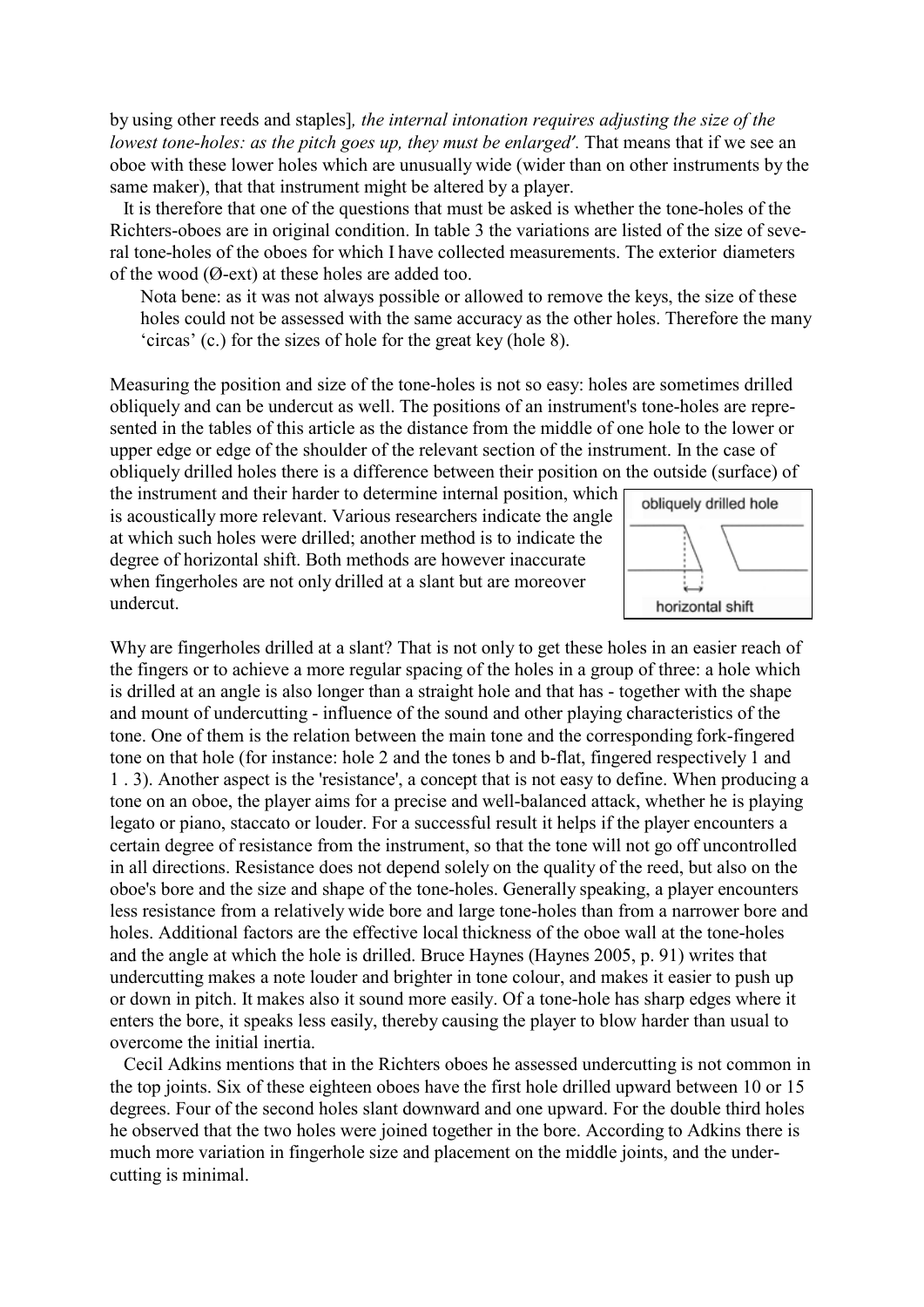by using other reeds and staples], *the internal intonation requires adjusting the size of the lowest tone-holes: as the pitch goes up, they must be enlarged'.* That means that if we see an oboe with these lower holes which are unusually wide (wider than on other instruments by the same maker), that that instrument might be altered by a player.

It is therefore that one of the questions that must be asked is whether the tone-holes of the Richters-oboes are in original condition. In table 3 the variations are listed of the size of several tone-holes of the oboes for which I have collected measurements. The exterior diameters of the wood (Ø-ext) at these holes are added too.

> Nota bene: as it was not always possible or allowed to remove the keys, the size of these holes could not be assessed with the same accuracy as the other holes. Therefore the many 'circas' (c.) for the sizes of hole for the great key (hole 8).

Measuring the position and size of the tone-holes is not so easy: holes are sometimes drilled obliquely and can be undercut as well. The positions of an instrument's tone-holes are represented in the tables of this article as the distance from the middle of one hole to the lower or upper edge or edge of the shoulder of the relevant section of the instrument. In the case of obliquely drilled holes there is a difference between their position on the outside (surface) of the instrument and their harder to determine internal position, which is acoustically more relevant. Various researchers indicate the angle at which such holes were drilled; another method is to indicate the degree of horizontal shift. Both methods are however inaccurate when fingerholes are not only drilled at a slant but are moreover undercut.

obliquely drilled hole

horizontal shift

Why are fingerholes drilled at a slant? That is not only to get these holes in an easier reach of the fingers or to achieve a more regular spacing of the holes in a group of three: a hole which is drilled at an angle is also longer than a straight hole and that has - together with the shape and mount of undercutting - influence of the sound and other playing characteristics of the tone. One of them is the relation between the main tone and the corresponding fork-fingered tone on that hole (for instance: hole 2 and the tones b and b-flat, fingered respectively 1 and 1 . 3). Another aspect is the 'resistance', a concept that is not easy to define. When producing a tone on an oboe, the player aims for a precise and well-balanced attack, whether he is playing legato or piano, staccato or louder. For a successful result it helps if the player encounters a certain degree of resistance from the instrument, so that the tone will not go off uncontrolled in all directions. Resistance does not depend solely on the quality of the reed, but also on the oboe's bore and the size and shape of the tone-holes. Generally speaking, a player encounters less resistance from a relatively wide bore and large tone-holes than from a narrower bore and holes. Additional factors are the effective local thickness of the oboe wall at the tone-holes and the angle at which the hole is drilled. Bruce Haynes (Haynes 2005, p. 91) writes that undercutting makes a note louder and brighter in tone colour, and makes it easier to push up or down in pitch. It makes also it sound more easily. Of a tone-hole has sharp edges where it enters the bore, it speaks less easily, thereby causing the player to blow harder than usual to overcome the initial inertia.

Cecil Adkins mentions that in the Richters oboes he assessed undercutting is not common in the top joints. Six of these eighteen oboes have the first hole drilled upward between 10 or 15 degrees. Four of the second holes slant downward and one upward. For the double third holes he observed that the two holes were joined together in the bore. According to Adkins there is much more variation in fingerhole size and placement on the middle joints, and the undercutting is minimal.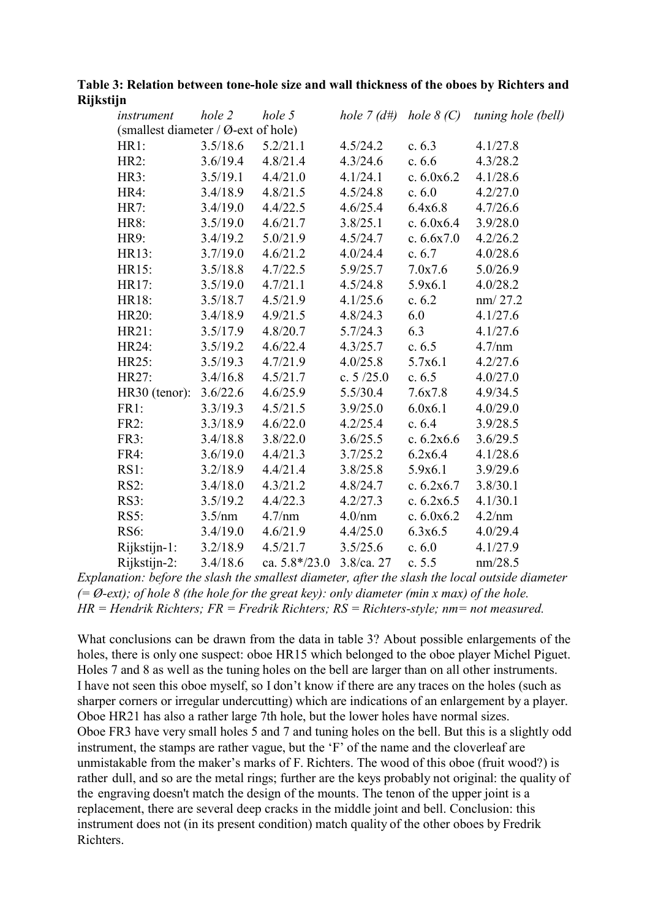**Table 3: Relation between tone-hole size and wall thickness of the oboes by Richters and Rijkstijn**

| *instrument* | *hole 2* | *hole 5* | *hole 7 (d#)* | *hole 8 (C)* | *tuning hole (bell)* |
|---|---|---|---|---|---|
| (smallest diameter / Ø-ext of hole) | | | | | |
| HR1: | 3.5/18.6 | 5.2/21.1 | 4.5/24.2 | c. 6.3 | 4.1/27.8 |
| HR2: | 3.6/19.4 | 4.8/21.4 | 4.3/24.6 | c. 6.6 | 4.3/28.2 |
| HR3: | 3.5/19.1 | 4.4/21.0 | 4.1/24.1 | c. 6.0x6.2 | 4.1/28.6 |
| HR4: | 3.4/18.9 | 4.8/21.5 | 4.5/24.8 | c. 6.0 | 4.2/27.0 |
| HR7: | 3.4/19.0 | 4.4/22.5 | 4.6/25.4 | 6.4x6.8 | 4.7/26.6 |
| HR8: | 3.5/19.0 | 4.6/21.7 | 3.8/25.1 | c. 6.0x6.4 | 3.9/28.0 |
| HR9: | 3.4/19.2 | 5.0/21.9 | 4.5/24.7 | c. 6.6x7.0 | 4.2/26.2 |
| HR13: | 3.7/19.0 | 4.6/21.2 | 4.0/24.4 | c. 6.7 | 4.0/28.6 |
| HR15: | 3.5/18.8 | 4.7/22.5 | 5.9/25.7 | 7.0x7.6 | 5.0/26.9 |
| HR17: | 3.5/19.0 | 4.7/21.1 | 4.5/24.8 | 5.9x6.1 | 4.0/28.2 |
| HR18: | 3.5/18.7 | 4.5/21.9 | 4.1/25.6 | c. 6.2 | nm/ 27.2 |
| HR20: | 3.4/18.9 | 4.9/21.5 | 4.8/24.3 | 6.0 | 4.1/27.6 |
| HR21: | 3.5/17.9 | 4.8/20.7 | 5.7/24.3 | 6.3 | 4.1/27.6 |
| HR24: | 3.5/19.2 | 4.6/22.4 | 4.3/25.7 | c. 6.5 | 4.7/nm |
| HR25: | 3.5/19.3 | 4.7/21.9 | 4.0/25.8 | 5.7x6.1 | 4.2/27.6 |
| HR27: | 3.4/16.8 | 4.5/21.7 | c. 5 /25.0 | c. 6.5 | 4.0/27.0 |
| HR30 (tenor): | 3.6/22.6 | 4.6/25.9 | 5.5/30.4 | 7.6x7.8 | 4.9/34.5 |
| FR1: | 3.3/19.3 | 4.5/21.5 | 3.9/25.0 | 6.0x6.1 | 4.0/29.0 |
| FR2: | 3.3/18.9 | 4.6/22.0 | 4.2/25.4 | c. 6.4 | 3.9/28.5 |
| FR3: | 3.4/18.8 | 3.8/22.0 | 3.6/25.5 | c. 6.2x6.6 | 3.6/29.5 |
| FR4: | 3.6/19.0 | 4.4/21.3 | 3.7/25.2 | 6.2x6.4 | 4.1/28.6 |
| RS1: | 3.2/18.9 | 4.4/21.4 | 3.8/25.8 | 5.9x6.1 | 3.9/29.6 |
| RS2: | 3.4/18.0 | 4.3/21.2 | 4.8/24.7 | c. 6.2x6.7 | 3.8/30.1 |
| RS3: | 3.5/19.2 | 4.4/22.3 | 4.2/27.3 | c. 6.2x6.5 | 4.1/30.1 |
| RS5: | 3.5/nm | 4.7/nm | 4.0/nm | c. 6.0x6.2 | 4.2/nm |
| RS6: | 3.4/19.0 | 4.6/21.9 | 4.4/25.0 | 6.3x6.5 | 4.0/29.4 |
| Rijkstijn-1: | 3.2/18.9 | 4.5/21.7 | 3.5/25.6 | c. 6.0 | 4.1/27.9 |
| Rijkstijn-2: | 3.4/18.6 | ca. 5.8*/23.0 | 3.8/ca. 27 | c. 5.5 | nm/28.5 |

*Explanation: before the slash the smallest diameter, after the slash the local outside diameter (= Ø-ext); of hole 8 (the hole for the great key): only diameter (min x max) of the hole. HR = Hendrik Richters; FR = Fredrik Richters; RS = Richters-style; nm= not measured.*

What conclusions can be drawn from the data in table 3? About possible enlargements of the holes, there is only one suspect: oboe HR15 which belonged to the oboe player Michel Piguet. Holes 7 and 8 as well as the tuning holes on the bell are larger than on all other instruments. I have not seen this oboe myself, so I don't know if there are any traces on the holes (such as sharper corners or irregular undercutting) which are indications of an enlargement by a player. Oboe HR21 has also a rather large 7th hole, but the lower holes have normal sizes.

Oboe FR3 have very small holes 5 and 7 and tuning holes on the bell. But this is a slightly odd instrument, the stamps are rather vague, but the 'F' of the name and the cloverleaf are unmistakable from the maker's marks of F. Richters. The wood of this oboe (fruit wood?) is rather dull, and so are the metal rings; further are the keys probably not original: the quality of the engraving doesn't match the design of the mounts. The tenon of the upper joint is a replacement, there are several deep cracks in the middle joint and bell. Conclusion: this instrument does not (in its present condition) match quality of the other oboes by Fredrik Richters.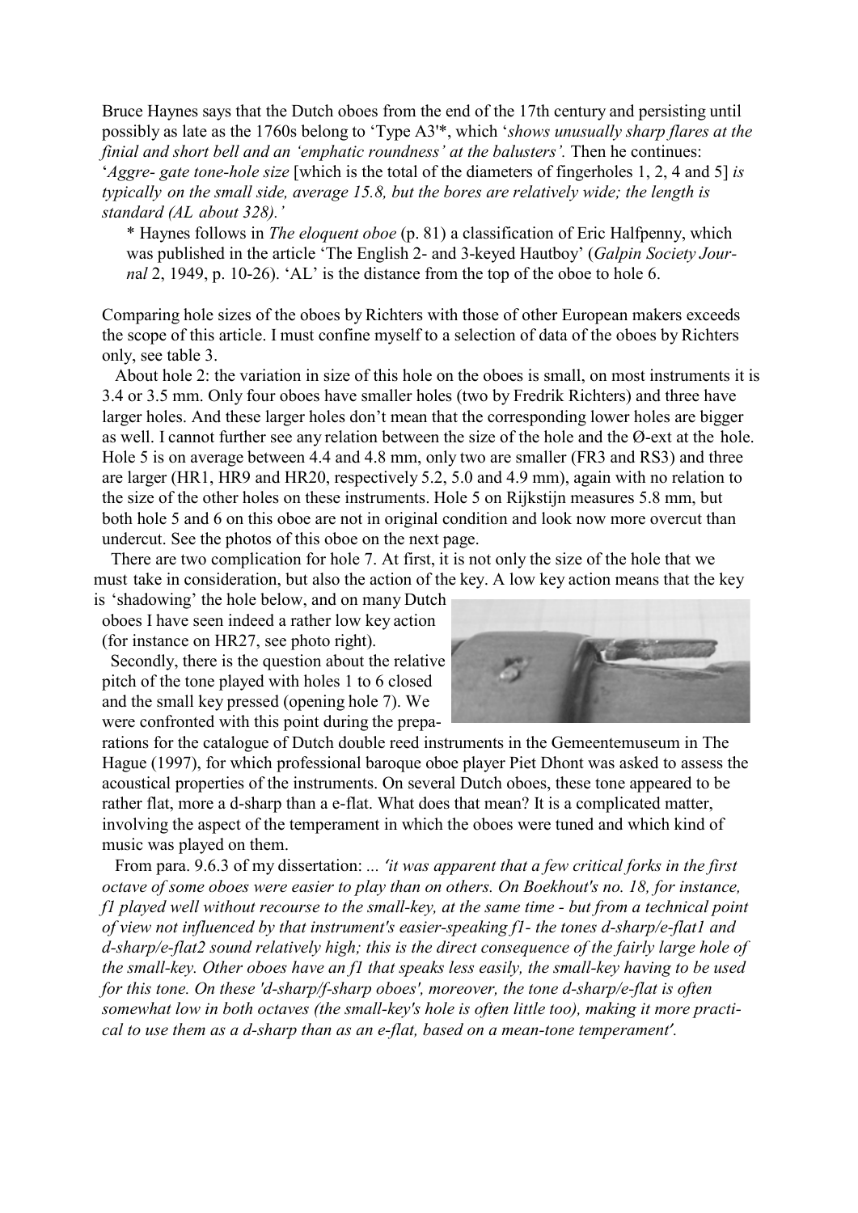Bruce Haynes says that the Dutch oboes from the end of the 17th century and persisting until possibly as late as the 1760s belong to 'Type A3'*, which '*shows unusually sharp flares at the finial and short bell and an 'emphatic roundness' at the balusters'.* Then he continues: '*Aggre- gate tone-hole size* [which is the total of the diameters of fingerholes 1, 2, 4 and 5] *is typically on the small side, average 15.8, but the bores are relatively wide; the length is standard (AL about 328).'*

> * Haynes follows in *The eloquent oboe* (p. 81) a classification of Eric Halfpenny, which was published in the article 'The English 2- and 3-keyed Hautboy' (*Galpin Society Journal* 2, 1949, p. 10-26). 'AL' is the distance from the top of the oboe to hole 6.

Comparing hole sizes of the oboes by Richters with those of other European makers exceeds the scope of this article. I must confine myself to a selection of data of the oboes by Richters only, see table 3.

About hole 2: the variation in size of this hole on the oboes is small, on most instruments it is 3.4 or 3.5 mm. Only four oboes have smaller holes (two by Fredrik Richters) and three have larger holes. And these larger holes don't mean that the corresponding lower holes are bigger as well. I cannot further see any relation between the size of the hole and the Ø-ext at the hole. Hole 5 is on average between 4.4 and 4.8 mm, only two are smaller (FR3 and RS3) and three are larger (HR1, HR9 and HR20, respectively 5.2, 5.0 and 4.9 mm), again with no relation to the size of the other holes on these instruments. Hole 5 on Rijkstijn measures 5.8 mm, but both hole 5 and 6 on this oboe are not in original condition and look now more overcut than undercut. See the photos of this oboe on the next page.

There are two complication for hole 7. At first, it is not only the size of the hole that we must take in consideration, but also the action of the key. A low key action means that the key is 'shadowing' the hole below, and on many Dutch oboes I have seen indeed a rather low key action (for instance on HR27, see photo right).

Secondly, there is the question about the relative pitch of the tone played with holes 1 to 6 closed and the small key pressed (opening hole 7). We were confronted with this point during the preparations for the catalogue of Dutch double reed instruments in the Gemeentemuseum in The Hague (1997), for which professional baroque oboe player Piet Dhont was asked to assess the acoustical properties of the instruments. On several Dutch oboes, these tone appeared to be rather flat, more a d-sharp than a e-flat. What does that mean? It is a complicated matter, involving the aspect of the temperament in which the oboes were tuned and which kind of music was played on them.

From para. 9.6.3 of my dissertation: *... 'it was apparent that a few critical forks in the first octave of some oboes were easier to play than on others. On Boekhout's no. 18, for instance, f1 played well without recourse to the small-key, at the same time - but from a technical point of view not influenced by that instrument's easier-speaking f1- the tones d-sharp/e-flat1 and d-sharp/e-flat2 sound relatively high; this is the direct consequence of the fairly large hole of the small-key. Other oboes have an f1 that speaks less easily, the small-key having to be used for this tone. On these 'd-sharp/f-sharp oboes', moreover, the tone d-sharp/e-flat is often somewhat low in both octaves (the small-key's hole is often little too), making it more practical to use them as a d-sharp than as an e-flat, based on a mean-tone temperament'.*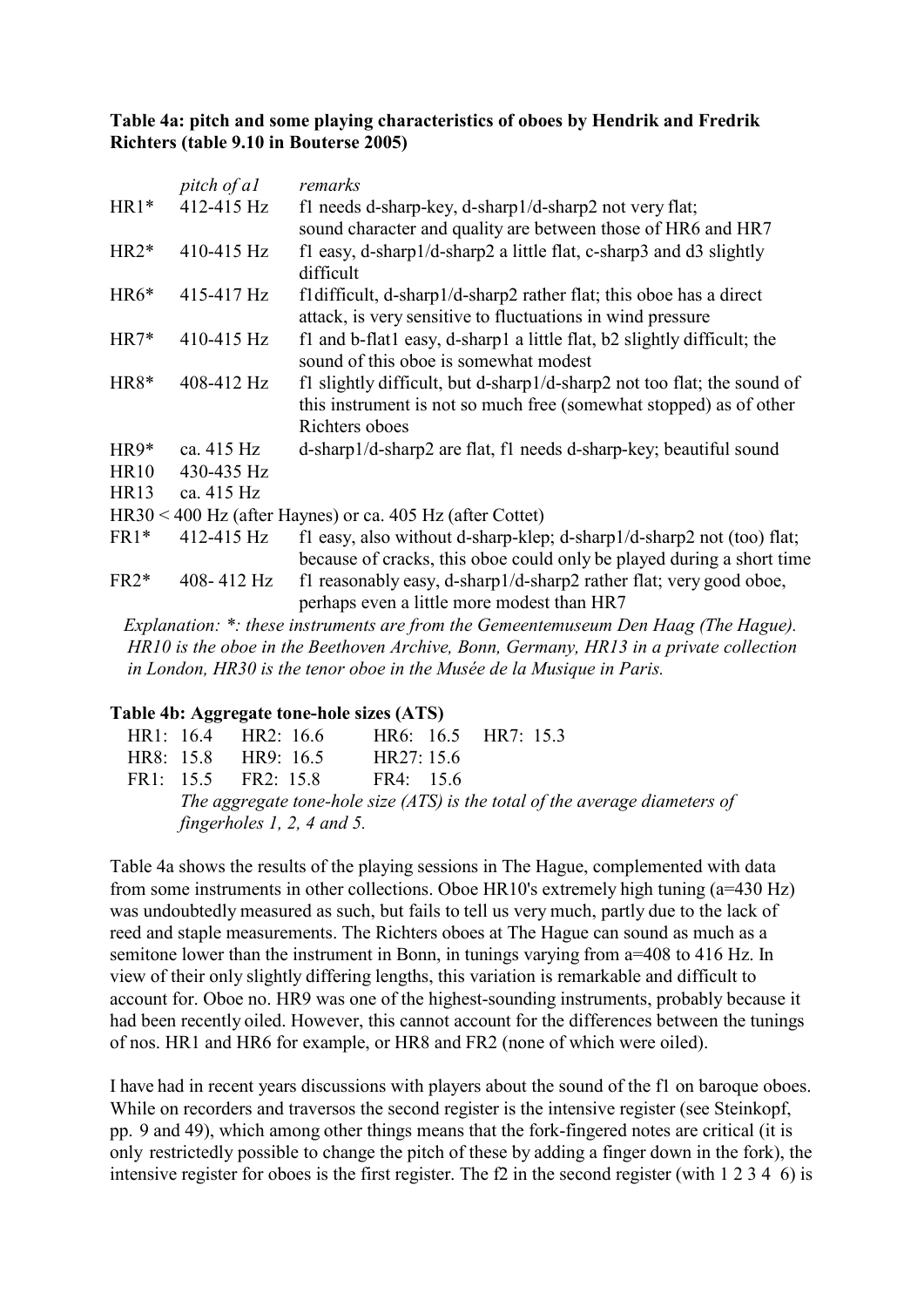**Table 4a: pitch and some playing characteristics of oboes by Hendrik and Fredrik Richters (table 9.10 in Bouterse 2005)**

| | *pitch of a1* | *remarks* |
|---|---|---|
| HR1* | 412-415 Hz | f1 needs d-sharp-key, d-sharp1/d-sharp2 not very flat; sound character and quality are between those of HR6 and HR7 |
| HR2* | 410-415 Hz | f1 easy, d-sharp1/d-sharp2 a little flat, c-sharp3 and d3 slightly difficult |
| HR6* | 415-417 Hz | f1difficult, d-sharp1/d-sharp2 rather flat; this oboe has a direct attack, is very sensitive to fluctuations in wind pressure |
| HR7* | 410-415 Hz | f1 and b-flat1 easy, d-sharp1 a little flat, b2 slightly difficult; the sound of this oboe is somewhat modest |
| HR8* | 408-412 Hz | f1 slightly difficult, but d-sharp1/d-sharp2 not too flat; the sound of this instrument is not so much free (somewhat stopped) as of other Richters oboes |
| HR9* | ca. 415 Hz | d-sharp1/d-sharp2 are flat, f1 needs d-sharp-key; beautiful sound |
| HR10 | 430-435 Hz | |
| HR13 | ca. 415 Hz | |
| HR30 | < 400 Hz (after Haynes) or ca. 405 Hz (after Cottet) | |
| FR1* | 412-415 Hz | f1 easy, also without d-sharp-klep; d-sharp1/d-sharp2 not (too) flat; because of cracks, this oboe could only be played during a short time |
| FR2* | 408- 412 Hz | f1 reasonably easy, d-sharp1/d-sharp2 rather flat; very good oboe, perhaps even a little more modest than HR7 |

*Explanation: \*: these instruments are from the Gemeentemuseum Den Haag (The Hague). HR10 is the oboe in the Beethoven Archive, Bonn, Germany, HR13 in a private collection in London, HR30 is the tenor oboe in the Musée de la Musique in Paris.*

**Table 4b: Aggregate tone-hole sizes (ATS)**

| | | | |
|---|---|---|---|
| HR1: 16.4 | HR2: 16.6 | HR6: 16.5 | HR7: 15.3 |
| HR8: 15.8 | HR9: 16.5 | HR27: 15.6 | |
| FR1: 15.5 | FR2: 15.8 | FR4: 15.6 | |

*The aggregate tone-hole size (ATS) is the total of the average diameters of fingerholes 1, 2, 4 and 5.*

Table 4a shows the results of the playing sessions in The Hague, complemented with data from some instruments in other collections. Oboe HR10's extremely high tuning (a=430 Hz) was undoubtedly measured as such, but fails to tell us very much, partly due to the lack of reed and staple measurements. The Richters oboes at The Hague can sound as much as a semitone lower than the instrument in Bonn, in tunings varying from a=408 to 416 Hz. In view of their only slightly differing lengths, this variation is remarkable and difficult to account for. Oboe no. HR9 was one of the highest-sounding instruments, probably because it had been recently oiled. However, this cannot account for the differences between the tunings of nos. HR1 and HR6 for example, or HR8 and FR2 (none of which were oiled).

I have had in recent years discussions with players about the sound of the f1 on baroque oboes. While on recorders and traversos the second register is the intensive register (see Steinkopf, pp. 9 and 49), which among other things means that the fork-fingered notes are critical (it is only restrictedly possible to change the pitch of these by adding a finger down in the fork), the intensive register for oboes is the first register. The f2 in the second register (with 1 2 3 4 6) is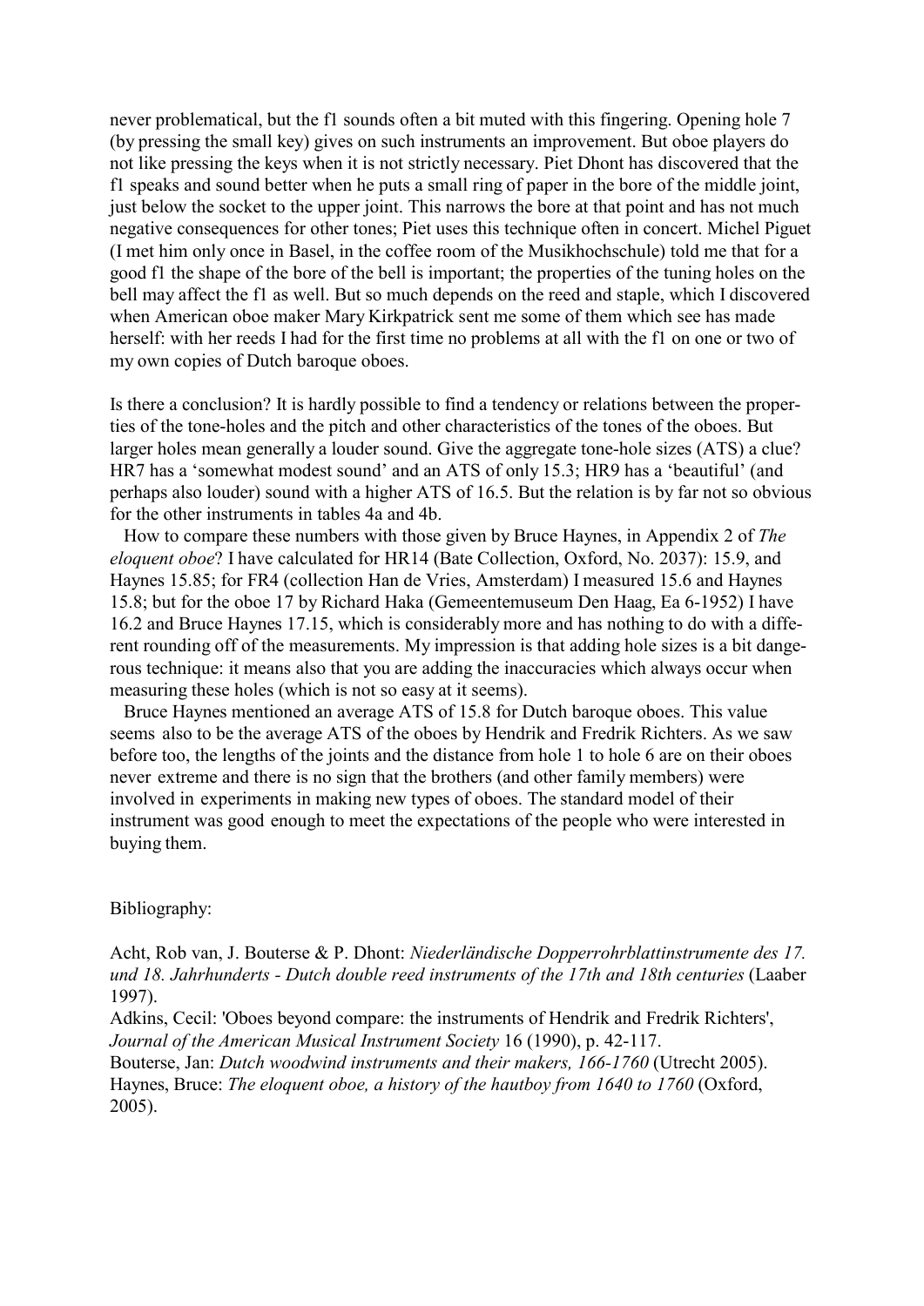never problematical, but the f1 sounds often a bit muted with this fingering. Opening hole 7 (by pressing the small key) gives on such instruments an improvement. But oboe players do not like pressing the keys when it is not strictly necessary. Piet Dhont has discovered that the f1 speaks and sound better when he puts a small ring of paper in the bore of the middle joint, just below the socket to the upper joint. This narrows the bore at that point and has not much negative consequences for other tones; Piet uses this technique often in concert. Michel Piguet (I met him only once in Basel, in the coffee room of the Musikhochschule) told me that for a good f1 the shape of the bore of the bell is important; the properties of the tuning holes on the bell may affect the f1 as well. But so much depends on the reed and staple, which I discovered when American oboe maker Mary Kirkpatrick sent me some of them which see has made herself: with her reeds I had for the first time no problems at all with the f1 on one or two of my own copies of Dutch baroque oboes.

Is there a conclusion? It is hardly possible to find a tendency or relations between the properties of the tone-holes and the pitch and other characteristics of the tones of the oboes. But larger holes mean generally a louder sound. Give the aggregate tone-hole sizes (ATS) a clue? HR7 has a 'somewhat modest sound' and an ATS of only 15.3; HR9 has a 'beautiful' (and perhaps also louder) sound with a higher ATS of 16.5. But the relation is by far not so obvious for the other instruments in tables 4a and 4b.

How to compare these numbers with those given by Bruce Haynes, in Appendix 2 of *The eloquent oboe*? I have calculated for HR14 (Bate Collection, Oxford, No. 2037): 15.9, and Haynes 15.85; for FR4 (collection Han de Vries, Amsterdam) I measured 15.6 and Haynes 15.8; but for the oboe 17 by Richard Haka (Gemeentemuseum Den Haag, Ea 6-1952) I have 16.2 and Bruce Haynes 17.15, which is considerably more and has nothing to do with a different rounding off of the measurements. My impression is that adding hole sizes is a bit dangerous technique: it means also that you are adding the inaccuracies which always occur when measuring these holes (which is not so easy at it seems).

Bruce Haynes mentioned an average ATS of 15.8 for Dutch baroque oboes. This value seems also to be the average ATS of the oboes by Hendrik and Fredrik Richters. As we saw before too, the lengths of the joints and the distance from hole 1 to hole 6 are on their oboes never extreme and there is no sign that the brothers (and other family members) were involved in experiments in making new types of oboes. The standard model of their instrument was good enough to meet the expectations of the people who were interested in buying them.

Bibliography:

Acht, Rob van, J. Bouterse & P. Dhont: *Niederländische Dopperrohrblattinstrumente des 17. und 18. Jahrhunderts - Dutch double reed instruments of the 17th and 18th centuries* (Laaber 1997).
Adkins, Cecil: 'Oboes beyond compare: the instruments of Hendrik and Fredrik Richters', *Journal of the American Musical Instrument Society* 16 (1990), p. 42-117.
Bouterse, Jan: *Dutch woodwind instruments and their makers, 166-1760* (Utrecht 2005).
Haynes, Bruce: *The eloquent oboe, a history of the hautboy from 1640 to 1760* (Oxford, 2005).